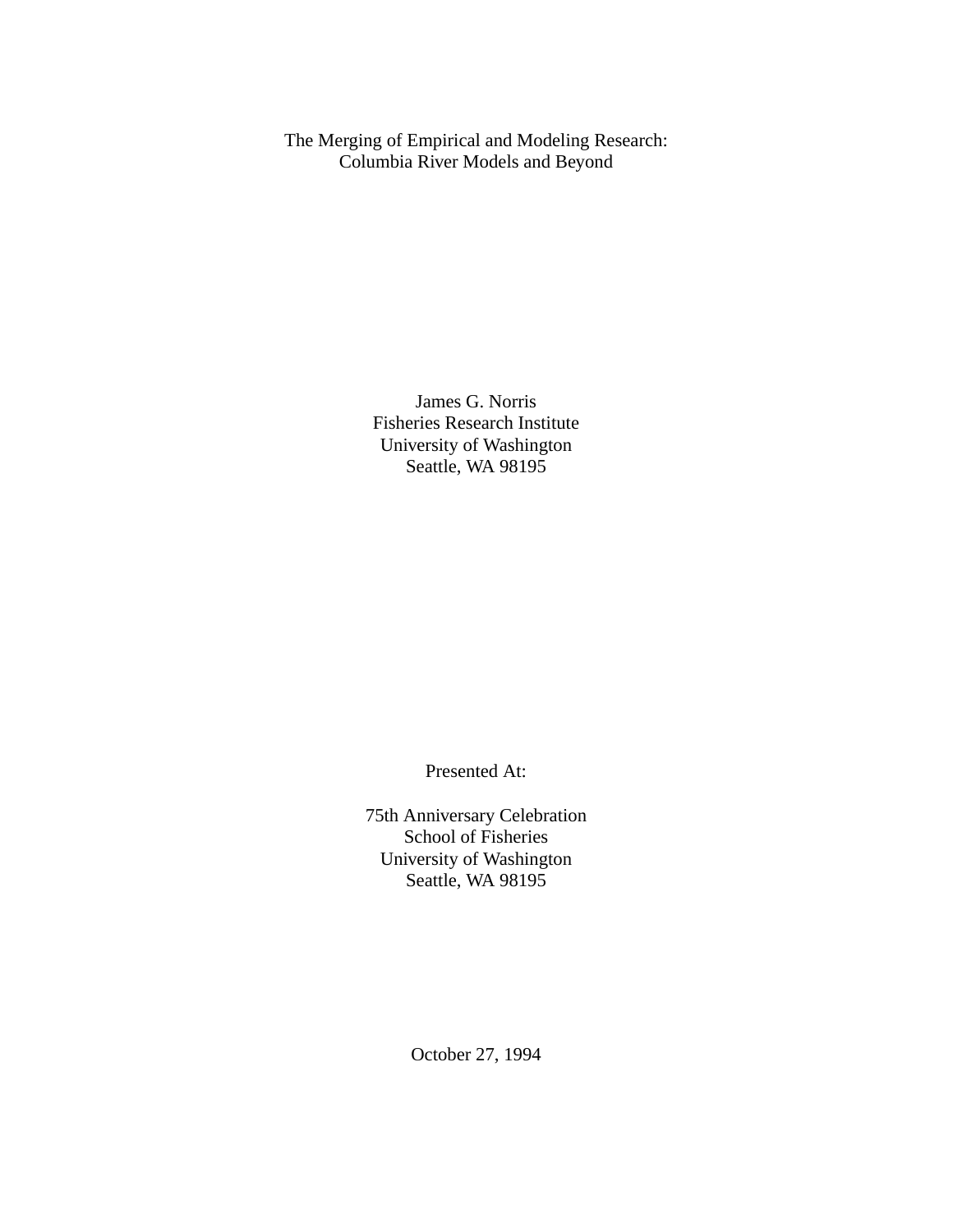# The Merging of Empirical and Modeling Research: Columbia River Models and Beyond

James G. Norris
Fisheries Research Institute
University of Washington
Seattle, WA 98195

Presented At:

75th Anniversary Celebration
School of Fisheries
University of Washington
Seattle, WA 98195

October 27, 1994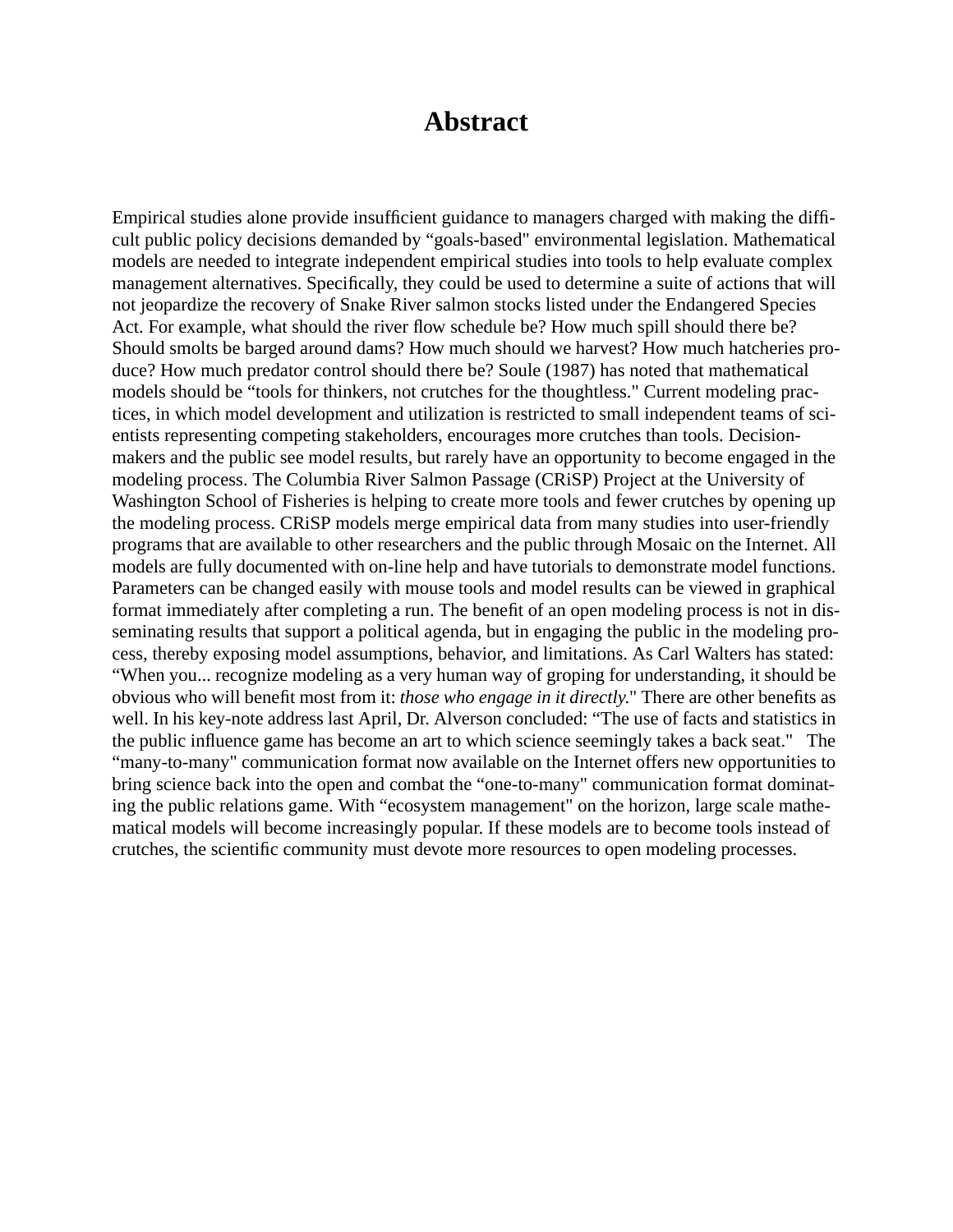# Abstract

Empirical studies alone provide insufficient guidance to managers charged with making the difficult public policy decisions demanded by “goals-based" environmental legislation. Mathematical models are needed to integrate independent empirical studies into tools to help evaluate complex management alternatives. Specifically, they could be used to determine a suite of actions that will not jeopardize the recovery of Snake River salmon stocks listed under the Endangered Species Act. For example, what should the river flow schedule be? How much spill should there be? Should smolts be barged around dams? How much should we harvest? How much hatcheries produce? How much predator control should there be? Soule (1987) has noted that mathematical models should be “tools for thinkers, not crutches for the thoughtless." Current modeling practices, in which model development and utilization is restricted to small independent teams of scientists representing competing stakeholders, encourages more crutches than tools. Decision-makers and the public see model results, but rarely have an opportunity to become engaged in the modeling process. The Columbia River Salmon Passage (CRiSP) Project at the University of Washington School of Fisheries is helping to create more tools and fewer crutches by opening up the modeling process. CRiSP models merge empirical data from many studies into user-friendly programs that are available to other researchers and the public through Mosaic on the Internet. All models are fully documented with on-line help and have tutorials to demonstrate model functions. Parameters can be changed easily with mouse tools and model results can be viewed in graphical format immediately after completing a run. The benefit of an open modeling process is not in disseminating results that support a political agenda, but in engaging the public in the modeling process, thereby exposing model assumptions, behavior, and limitations. As Carl Walters has stated: “When you... recognize modeling as a very human way of groping for understanding, it should be obvious who will benefit most from it: *those who engage in it directly.*" There are other benefits as well. In his key-note address last April, Dr. Alverson concluded: “The use of facts and statistics in the public influence game has become an art to which science seemingly takes a back seat." The “many-to-many" communication format now available on the Internet offers new opportunities to bring science back into the open and combat the “one-to-many" communication format dominating the public relations game. With “ecosystem management" on the horizon, large scale mathematical models will become increasingly popular. If these models are to become tools instead of crutches, the scientific community must devote more resources to open modeling processes.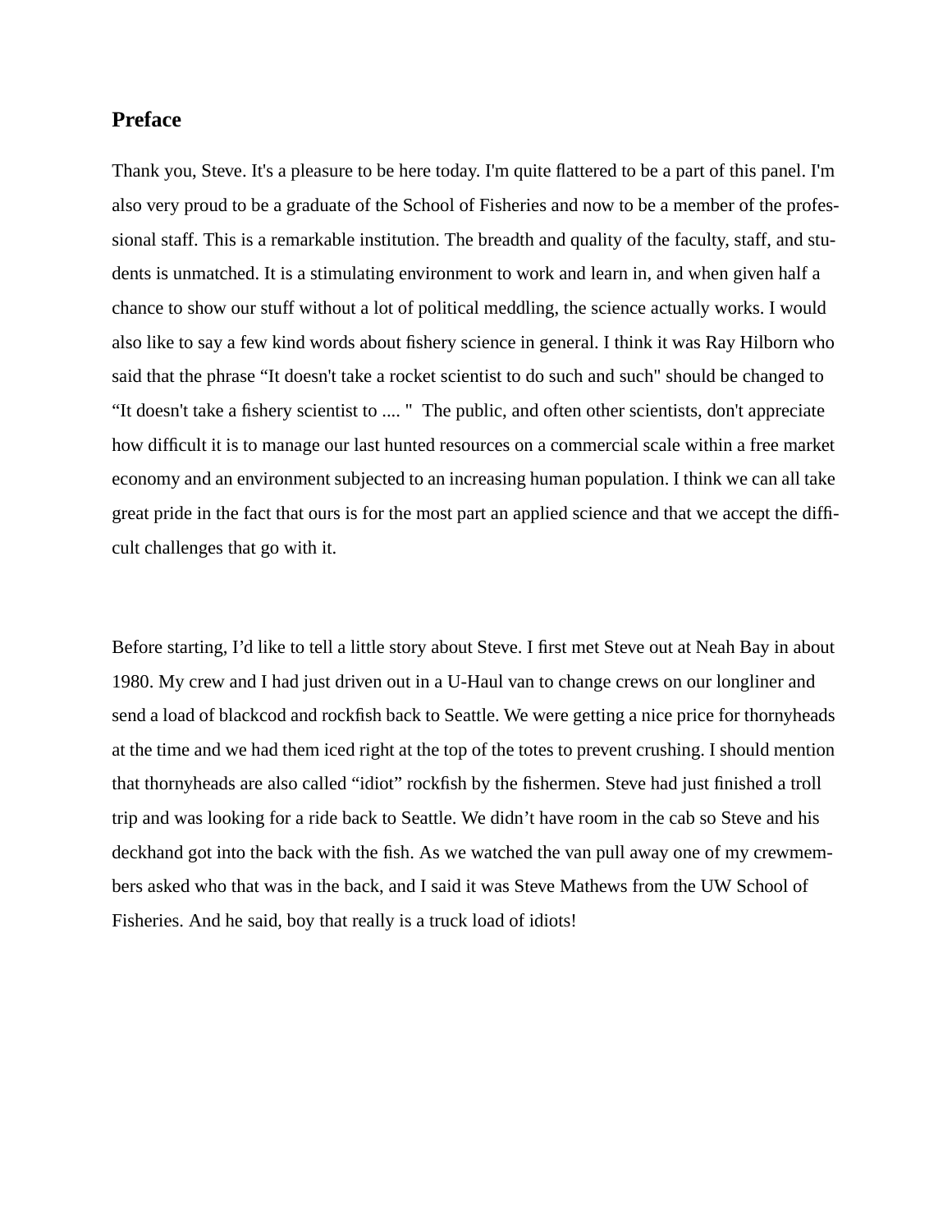## Preface

Thank you, Steve. It's a pleasure to be here today. I'm quite flattered to be a part of this panel. I'm also very proud to be a graduate of the School of Fisheries and now to be a member of the professional staff. This is a remarkable institution. The breadth and quality of the faculty, staff, and students is unmatched. It is a stimulating environment to work and learn in, and when given half a chance to show our stuff without a lot of political meddling, the science actually works. I would also like to say a few kind words about fishery science in general. I think it was Ray Hilborn who said that the phrase “It doesn't take a rocket scientist to do such and such" should be changed to “It doesn't take a fishery scientist to .... "  The public, and often other scientists, don't appreciate how difficult it is to manage our last hunted resources on a commercial scale within a free market economy and an environment subjected to an increasing human population. I think we can all take great pride in the fact that ours is for the most part an applied science and that we accept the difficult challenges that go with it.

Before starting, I’d like to tell a little story about Steve. I first met Steve out at Neah Bay in about 1980. My crew and I had just driven out in a U-Haul van to change crews on our longliner and send a load of blackcod and rockfish back to Seattle. We were getting a nice price for thornyheads at the time and we had them iced right at the top of the totes to prevent crushing. I should mention that thornyheads are also called “idiot” rockfish by the fishermen. Steve had just finished a troll trip and was looking for a ride back to Seattle. We didn’t have room in the cab so Steve and his deckhand got into the back with the fish. As we watched the van pull away one of my crewmembers asked who that was in the back, and I said it was Steve Mathews from the UW School of Fisheries. And he said, boy that really is a truck load of idiots!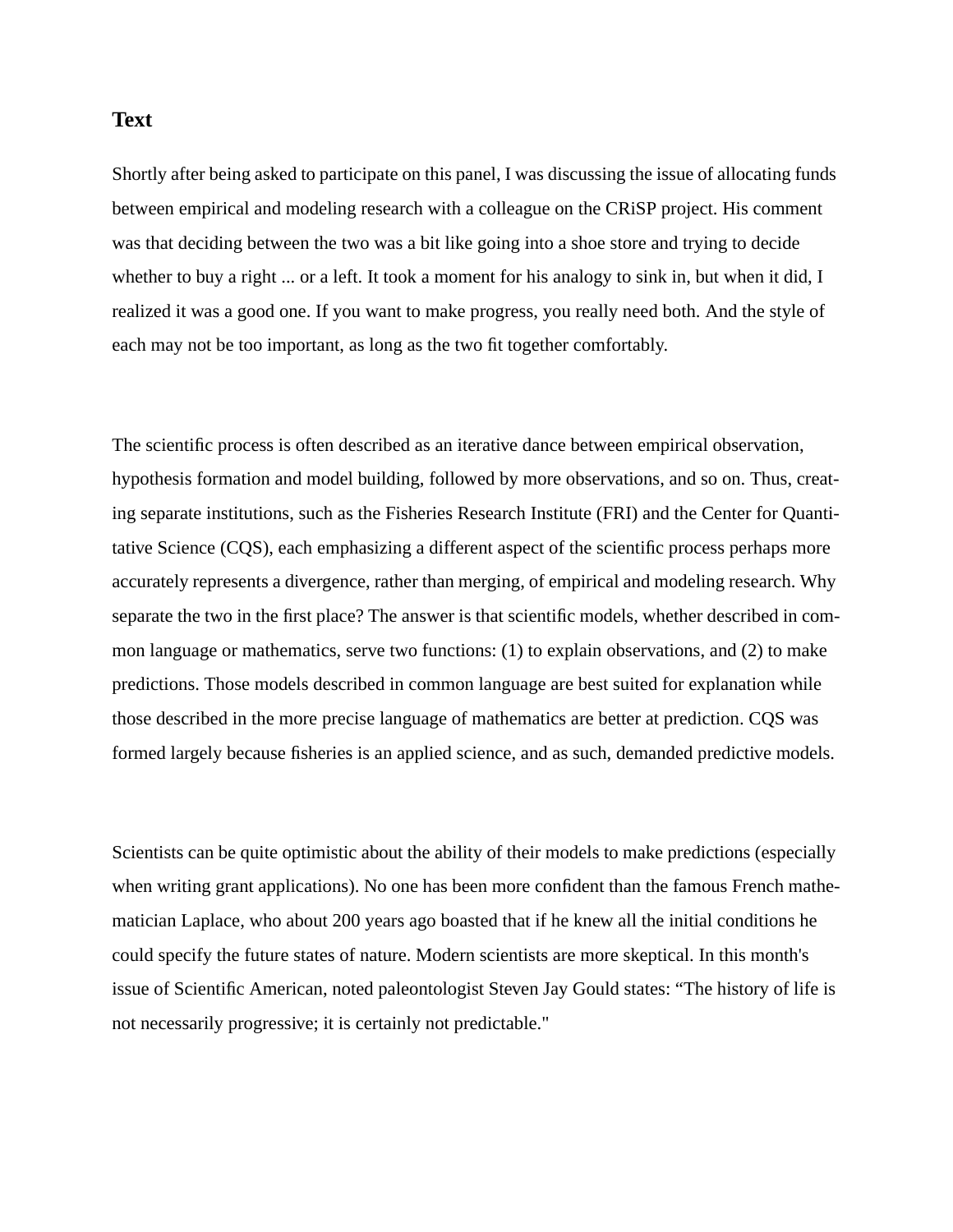## Text

Shortly after being asked to participate on this panel, I was discussing the issue of allocating funds between empirical and modeling research with a colleague on the CRiSP project. His comment was that deciding between the two was a bit like going into a shoe store and trying to decide whether to buy a right ... or a left. It took a moment for his analogy to sink in, but when it did, I realized it was a good one. If you want to make progress, you really need both. And the style of each may not be too important, as long as the two fit together comfortably.

The scientific process is often described as an iterative dance between empirical observation, hypothesis formation and model building, followed by more observations, and so on. Thus, creating separate institutions, such as the Fisheries Research Institute (FRI) and the Center for Quantitative Science (CQS), each emphasizing a different aspect of the scientific process perhaps more accurately represents a divergence, rather than merging, of empirical and modeling research. Why separate the two in the first place? The answer is that scientific models, whether described in common language or mathematics, serve two functions: (1) to explain observations, and (2) to make predictions. Those models described in common language are best suited for explanation while those described in the more precise language of mathematics are better at prediction. CQS was formed largely because fisheries is an applied science, and as such, demanded predictive models.

Scientists can be quite optimistic about the ability of their models to make predictions (especially when writing grant applications). No one has been more confident than the famous French mathematician Laplace, who about 200 years ago boasted that if he knew all the initial conditions he could specify the future states of nature. Modern scientists are more skeptical. In this month's issue of Scientific American, noted paleontologist Steven Jay Gould states: “The history of life is not necessarily progressive; it is certainly not predictable."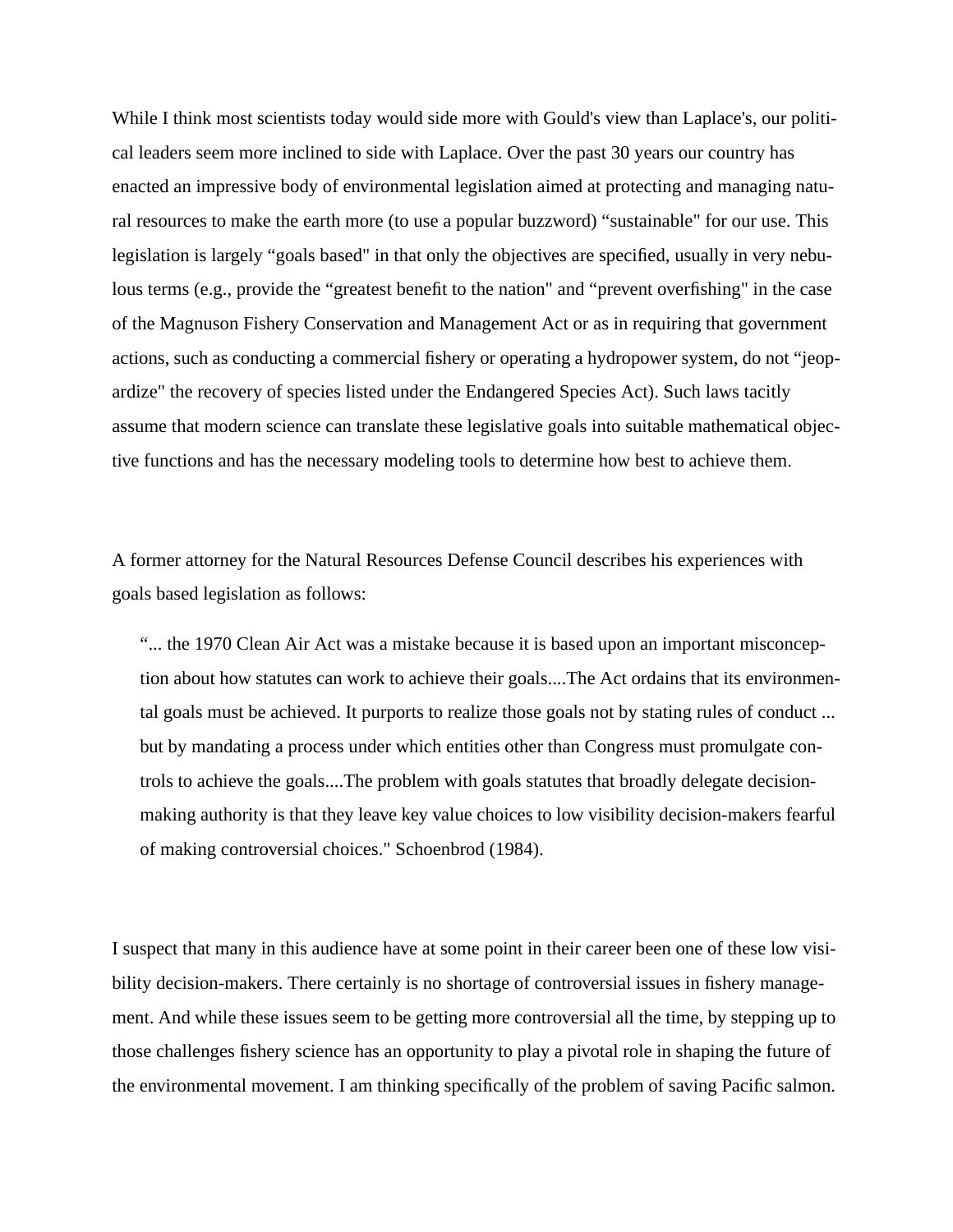While I think most scientists today would side more with Gould's view than Laplace's, our political leaders seem more inclined to side with Laplace. Over the past 30 years our country has enacted an impressive body of environmental legislation aimed at protecting and managing natural resources to make the earth more (to use a popular buzzword) “sustainable" for our use. This legislation is largely “goals based" in that only the objectives are specified, usually in very nebulous terms (e.g., provide the “greatest benefit to the nation" and “prevent overfishing" in the case of the Magnuson Fishery Conservation and Management Act or as in requiring that government actions, such as conducting a commercial fishery or operating a hydropower system, do not “jeopardize" the recovery of species listed under the Endangered Species Act). Such laws tacitly assume that modern science can translate these legislative goals into suitable mathematical objective functions and has the necessary modeling tools to determine how best to achieve them.

A former attorney for the Natural Resources Defense Council describes his experiences with goals based legislation as follows:

> “... the 1970 Clean Air Act was a mistake because it is based upon an important misconception about how statutes can work to achieve their goals....The Act ordains that its environmental goals must be achieved. It purports to realize those goals not by stating rules of conduct ... but by mandating a process under which entities other than Congress must promulgate controls to achieve the goals....The problem with goals statutes that broadly delegate decision-making authority is that they leave key value choices to low visibility decision-makers fearful of making controversial choices." Schoenbrod (1984).

I suspect that many in this audience have at some point in their career been one of these low visibility decision-makers. There certainly is no shortage of controversial issues in fishery management. And while these issues seem to be getting more controversial all the time, by stepping up to those challenges fishery science has an opportunity to play a pivotal role in shaping the future of the environmental movement. I am thinking specifically of the problem of saving Pacific salmon.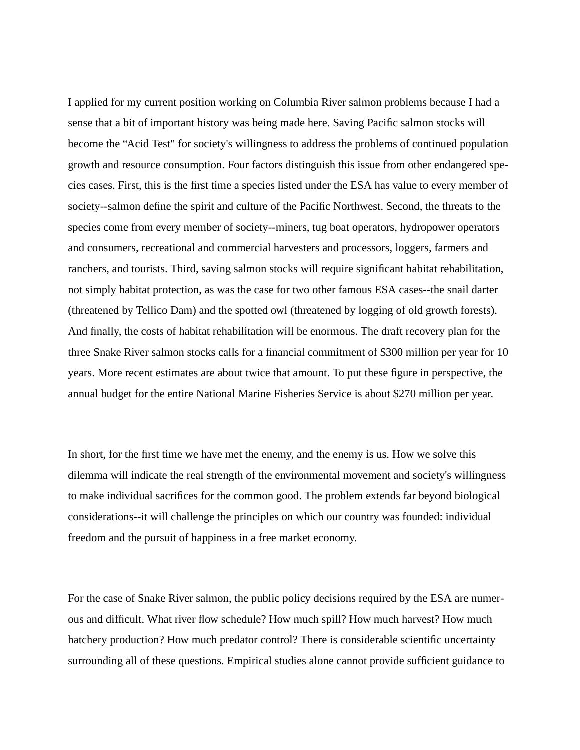I applied for my current position working on Columbia River salmon problems because I had a sense that a bit of important history was being made here. Saving Pacific salmon stocks will become the “Acid Test" for society's willingness to address the problems of continued population growth and resource consumption. Four factors distinguish this issue from other endangered species cases. First, this is the first time a species listed under the ESA has value to every member of society--salmon define the spirit and culture of the Pacific Northwest. Second, the threats to the species come from every member of society--miners, tug boat operators, hydropower operators and consumers, recreational and commercial harvesters and processors, loggers, farmers and ranchers, and tourists. Third, saving salmon stocks will require significant habitat rehabilitation, not simply habitat protection, as was the case for two other famous ESA cases--the snail darter (threatened by Tellico Dam) and the spotted owl (threatened by logging of old growth forests). And finally, the costs of habitat rehabilitation will be enormous. The draft recovery plan for the three Snake River salmon stocks calls for a financial commitment of $300 million per year for 10 years. More recent estimates are about twice that amount. To put these figure in perspective, the annual budget for the entire National Marine Fisheries Service is about $270 million per year.

In short, for the first time we have met the enemy, and the enemy is us. How we solve this dilemma will indicate the real strength of the environmental movement and society's willingness to make individual sacrifices for the common good. The problem extends far beyond biological considerations--it will challenge the principles on which our country was founded: individual freedom and the pursuit of happiness in a free market economy.

For the case of Snake River salmon, the public policy decisions required by the ESA are numerous and difficult. What river flow schedule? How much spill? How much harvest? How much hatchery production? How much predator control? There is considerable scientific uncertainty surrounding all of these questions. Empirical studies alone cannot provide sufficient guidance to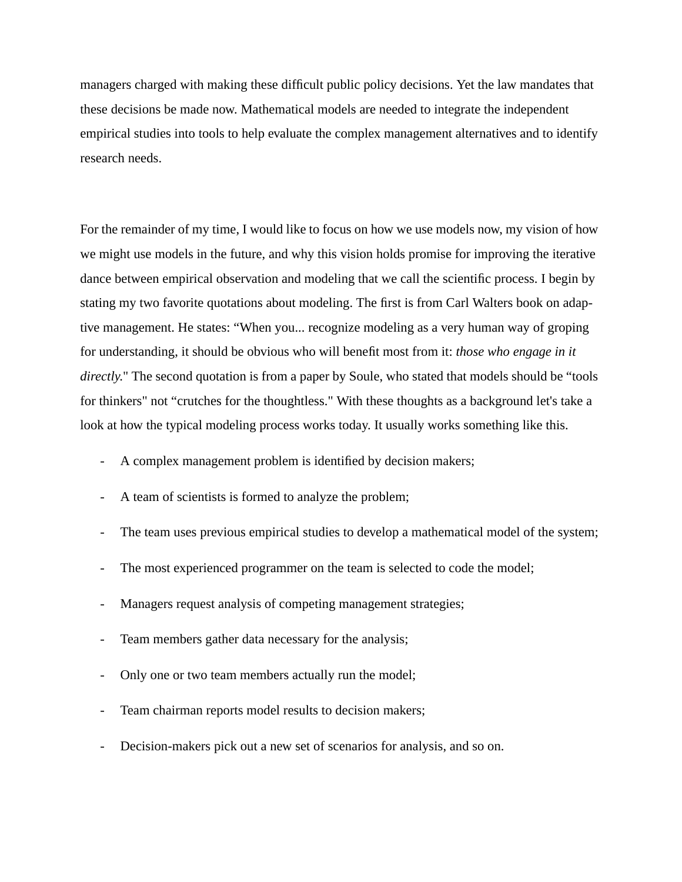managers charged with making these difficult public policy decisions. Yet the law mandates that these decisions be made now. Mathematical models are needed to integrate the independent empirical studies into tools to help evaluate the complex management alternatives and to identify research needs.

For the remainder of my time, I would like to focus on how we use models now, my vision of how we might use models in the future, and why this vision holds promise for improving the iterative dance between empirical observation and modeling that we call the scientific process. I begin by stating my two favorite quotations about modeling. The first is from Carl Walters book on adaptive management. He states: “When you... recognize modeling as a very human way of groping for understanding, it should be obvious who will benefit most from it: *those who engage in it directly.*" The second quotation is from a paper by Soule, who stated that models should be “tools for thinkers" not “crutches for the thoughtless." With these thoughts as a background let's take a look at how the typical modeling process works today. It usually works something like this.

- A complex management problem is identified by decision makers;
- A team of scientists is formed to analyze the problem;
- The team uses previous empirical studies to develop a mathematical model of the system;
- The most experienced programmer on the team is selected to code the model;
- Managers request analysis of competing management strategies;
- Team members gather data necessary for the analysis;
- Only one or two team members actually run the model;
- Team chairman reports model results to decision makers;
- Decision-makers pick out a new set of scenarios for analysis, and so on.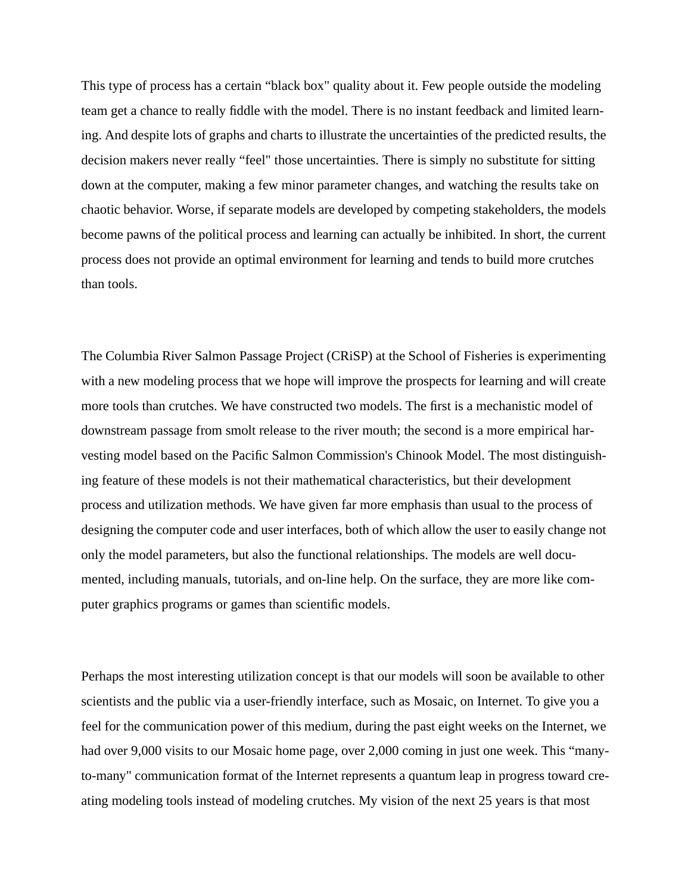This type of process has a certain "black box" quality about it. Few people outside the modeling team get a chance to really fiddle with the model. There is no instant feedback and limited learning. And despite lots of graphs and charts to illustrate the uncertainties of the predicted results, the decision makers never really "feel" those uncertainties. There is simply no substitute for sitting down at the computer, making a few minor parameter changes, and watching the results take on chaotic behavior. Worse, if separate models are developed by competing stakeholders, the models become pawns of the political process and learning can actually be inhibited. In short, the current process does not provide an optimal environment for learning and tends to build more crutches than tools.

The Columbia River Salmon Passage Project (CRiSP) at the School of Fisheries is experimenting with a new modeling process that we hope will improve the prospects for learning and will create more tools than crutches. We have constructed two models. The first is a mechanistic model of downstream passage from smolt release to the river mouth; the second is a more empirical harvesting model based on the Pacific Salmon Commission's Chinook Model. The most distinguishing feature of these models is not their mathematical characteristics, but their development process and utilization methods. We have given far more emphasis than usual to the process of designing the computer code and user interfaces, both of which allow the user to easily change not only the model parameters, but also the functional relationships. The models are well documented, including manuals, tutorials, and on-line help. On the surface, they are more like computer graphics programs or games than scientific models.

Perhaps the most interesting utilization concept is that our models will soon be available to other scientists and the public via a user-friendly interface, such as Mosaic, on Internet. To give you a feel for the communication power of this medium, during the past eight weeks on the Internet, we had over 9,000 visits to our Mosaic home page, over 2,000 coming in just one week. This "many-to-many" communication format of the Internet represents a quantum leap in progress toward creating modeling tools instead of modeling crutches. My vision of the next 25 years is that most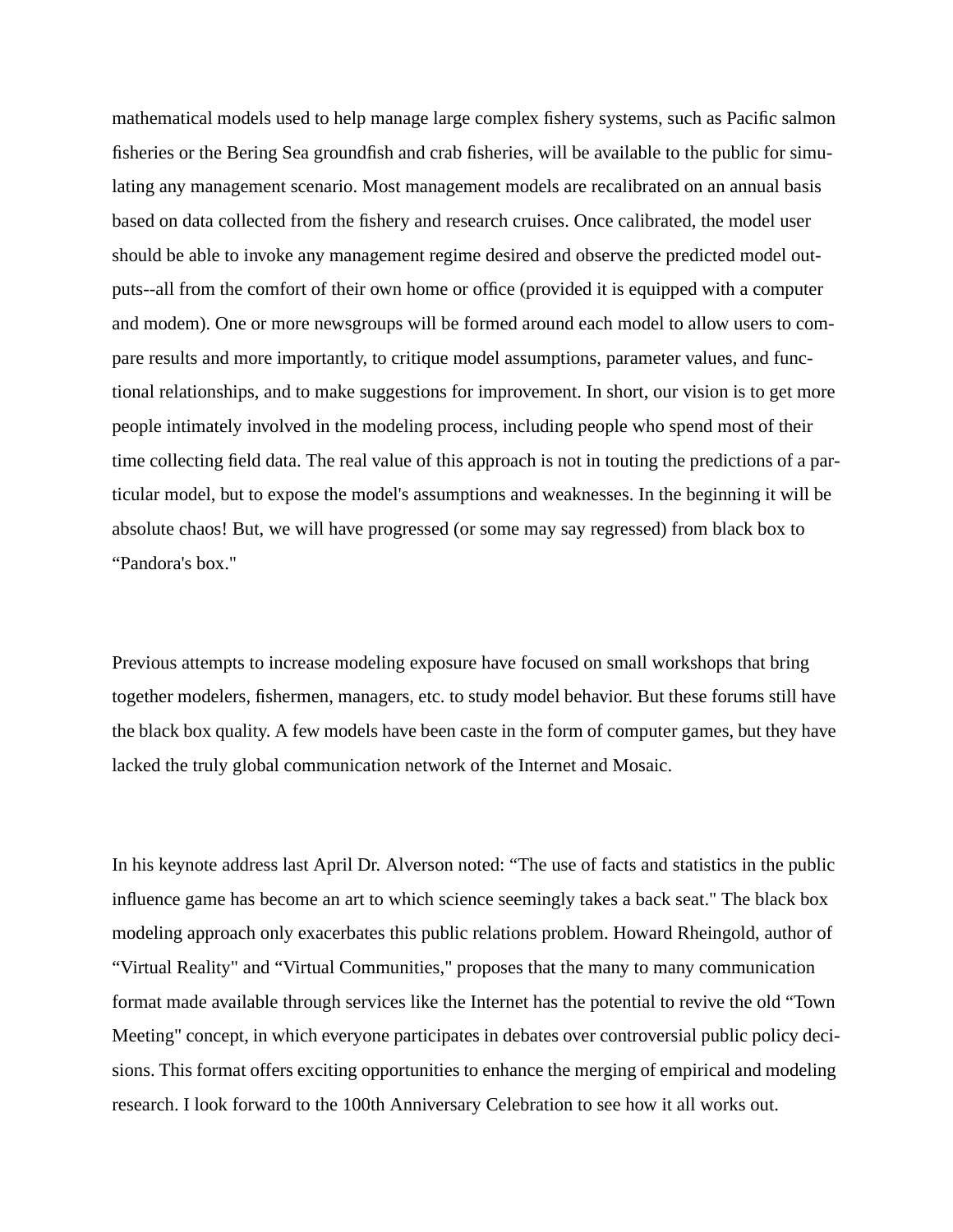mathematical models used to help manage large complex fishery systems, such as Pacific salmon fisheries or the Bering Sea groundfish and crab fisheries, will be available to the public for simulating any management scenario. Most management models are recalibrated on an annual basis based on data collected from the fishery and research cruises. Once calibrated, the model user should be able to invoke any management regime desired and observe the predicted model outputs--all from the comfort of their own home or office (provided it is equipped with a computer and modem). One or more newsgroups will be formed around each model to allow users to compare results and more importantly, to critique model assumptions, parameter values, and functional relationships, and to make suggestions for improvement. In short, our vision is to get more people intimately involved in the modeling process, including people who spend most of their time collecting field data. The real value of this approach is not in touting the predictions of a particular model, but to expose the model's assumptions and weaknesses. In the beginning it will be absolute chaos! But, we will have progressed (or some may say regressed) from black box to “Pandora's box."

Previous attempts to increase modeling exposure have focused on small workshops that bring together modelers, fishermen, managers, etc. to study model behavior. But these forums still have the black box quality. A few models have been caste in the form of computer games, but they have lacked the truly global communication network of the Internet and Mosaic.

In his keynote address last April Dr. Alverson noted: “The use of facts and statistics in the public influence game has become an art to which science seemingly takes a back seat." The black box modeling approach only exacerbates this public relations problem. Howard Rheingold, author of “Virtual Reality" and “Virtual Communities," proposes that the many to many communication format made available through services like the Internet has the potential to revive the old “Town Meeting" concept, in which everyone participates in debates over controversial public policy decisions. This format offers exciting opportunities to enhance the merging of empirical and modeling research. I look forward to the 100th Anniversary Celebration to see how it all works out.